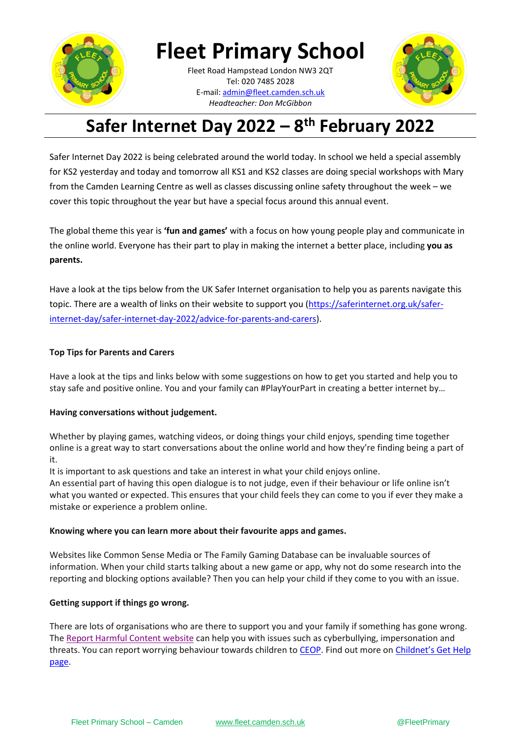# Fleet Primary School

Fleet Road Hampstead London NW3 2QT
Tel: 020 7485 2028
E-mail: admin@fleet.camden.sch.uk
*Headteacher: Don McGibbon*

## Safer Internet Day 2022 – 8th February 2022

Safer Internet Day 2022 is being celebrated around the world today. In school we held a special assembly for KS2 yesterday and today and tomorrow all KS1 and KS2 classes are doing special workshops with Mary from the Camden Learning Centre as well as classes discussing online safety throughout the week – we cover this topic throughout the year but have a special focus around this annual event.

The global theme this year is **'fun and games'** with a focus on how young people play and communicate in the online world. Everyone has their part to play in making the internet a better place, including **you as parents.**

Have a look at the tips below from the UK Safer Internet organisation to help you as parents navigate this topic. There are a wealth of links on their website to support you (https://saferinternet.org.uk/safer-internet-day/safer-internet-day-2022/advice-for-parents-and-carers).

**Top Tips for Parents and Carers**

Have a look at the tips and links below with some suggestions on how to get you started and help you to stay safe and positive online. You and your family can #PlayYourPart in creating a better internet by…

**Having conversations without judgement.**

Whether by playing games, watching videos, or doing things your child enjoys, spending time together online is a great way to start conversations about the online world and how they're finding being a part of it.
It is important to ask questions and take an interest in what your child enjoys online.
An essential part of having this open dialogue is to not judge, even if their behaviour or life online isn't what you wanted or expected. This ensures that your child feels they can come to you if ever they make a mistake or experience a problem online.

**Knowing where you can learn more about their favourite apps and games.**

Websites like Common Sense Media or The Family Gaming Database can be invaluable sources of information. When your child starts talking about a new game or app, why not do some research into the reporting and blocking options available? Then you can help your child if they come to you with an issue.

**Getting support if things go wrong.**

There are lots of organisations who are there to support you and your family if something has gone wrong. The Report Harmful Content website can help you with issues such as cyberbullying, impersonation and threats. You can report worrying behaviour towards children to CEOP. Find out more on Childnet's Get Help page.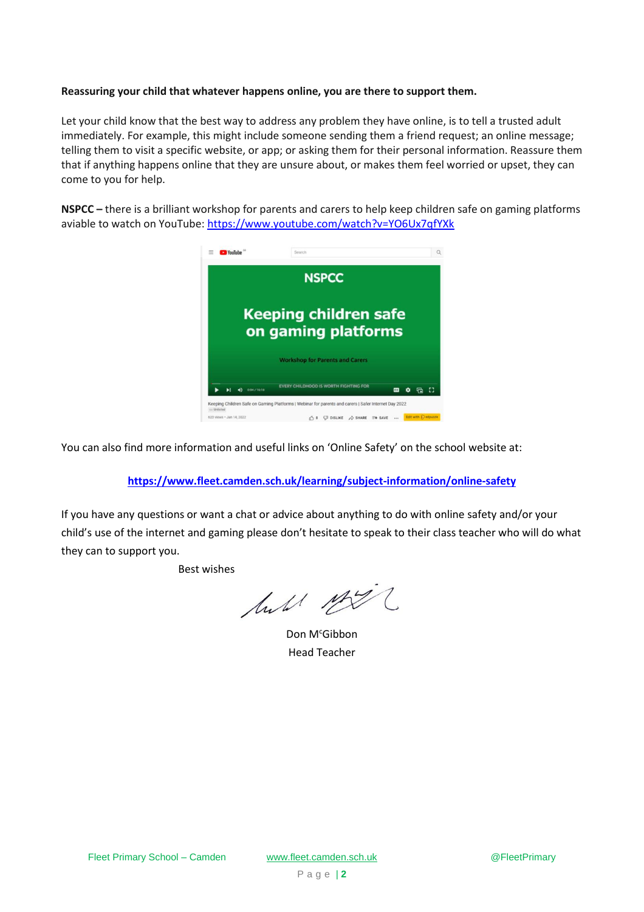**Reassuring your child that whatever happens online, you are there to support them.**

Let your child know that the best way to address any problem they have online, is to tell a trusted adult immediately. For example, this might include someone sending them a friend request; an online message; telling them to visit a specific website, or app; or asking them for their personal information. Reassure them that if anything happens online that they are unsure about, or makes them feel worried or upset, they can come to you for help.

**NSPCC –** there is a brilliant workshop for parents and carers to help keep children safe on gaming platforms aviable to watch on YouTube: https://www.youtube.com/watch?v=YO6Ux7qfYXk

You can also find more information and useful links on 'Online Safety' on the school website at:

**https://www.fleet.camden.sch.uk/learning/subject-information/online-safety**

If you have any questions or want a chat or advice about anything to do with online safety and/or your child's use of the internet and gaming please don't hesitate to speak to their class teacher who will do what they can to support you.

Best wishes

Don McGibbon
Head Teacher